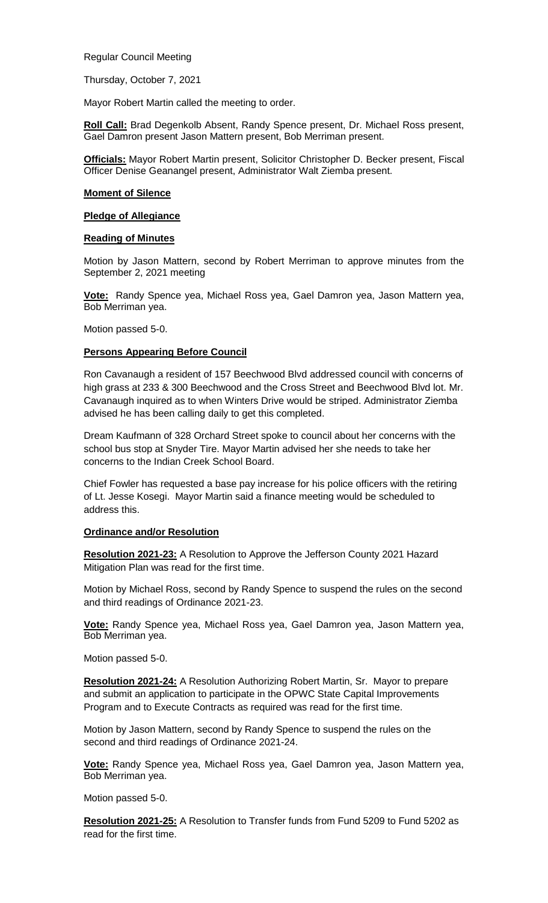Regular Council Meeting

Thursday, October 7, 2021

Mayor Robert Martin called the meeting to order.

**Roll Call:** Brad Degenkolb Absent, Randy Spence present, Dr. Michael Ross present, Gael Damron present Jason Mattern present, Bob Merriman present.

**Officials:** Mayor Robert Martin present, Solicitor Christopher D. Becker present, Fiscal Officer Denise Geanangel present, Administrator Walt Ziemba present.

**Moment of Silence**

**Pledge of Allegiance**

**Reading of Minutes**

Motion by Jason Mattern, second by Robert Merriman to approve minutes from the September 2, 2021 meeting

**Vote:** Randy Spence yea, Michael Ross yea, Gael Damron yea, Jason Mattern yea, Bob Merriman yea.

Motion passed 5-0.

**Persons Appearing Before Council**

Ron Cavanaugh a resident of 157 Beechwood Blvd addressed council with concerns of high grass at 233 & 300 Beechwood and the Cross Street and Beechwood Blvd lot. Mr. Cavanaugh inquired as to when Winters Drive would be striped. Administrator Ziemba advised he has been calling daily to get this completed.

Dream Kaufmann of 328 Orchard Street spoke to council about her concerns with the school bus stop at Snyder Tire. Mayor Martin advised her she needs to take her concerns to the Indian Creek School Board.

Chief Fowler has requested a base pay increase for his police officers with the retiring of Lt. Jesse Kosegi. Mayor Martin said a finance meeting would be scheduled to address this.

**Ordinance and/or Resolution**

**Resolution 2021-23:** A Resolution to Approve the Jefferson County 2021 Hazard Mitigation Plan was read for the first time.

Motion by Michael Ross, second by Randy Spence to suspend the rules on the second and third readings of Ordinance 2021-23.

**Vote:** Randy Spence yea, Michael Ross yea, Gael Damron yea, Jason Mattern yea, Bob Merriman yea.

Motion passed 5-0.

**Resolution 2021-24:** A Resolution Authorizing Robert Martin, Sr. Mayor to prepare and submit an application to participate in the OPWC State Capital Improvements Program and to Execute Contracts as required was read for the first time.

Motion by Jason Mattern, second by Randy Spence to suspend the rules on the second and third readings of Ordinance 2021-24.

**Vote:** Randy Spence yea, Michael Ross yea, Gael Damron yea, Jason Mattern yea, Bob Merriman yea.

Motion passed 5-0.

**Resolution 2021-25:** A Resolution to Transfer funds from Fund 5209 to Fund 5202 as read for the first time.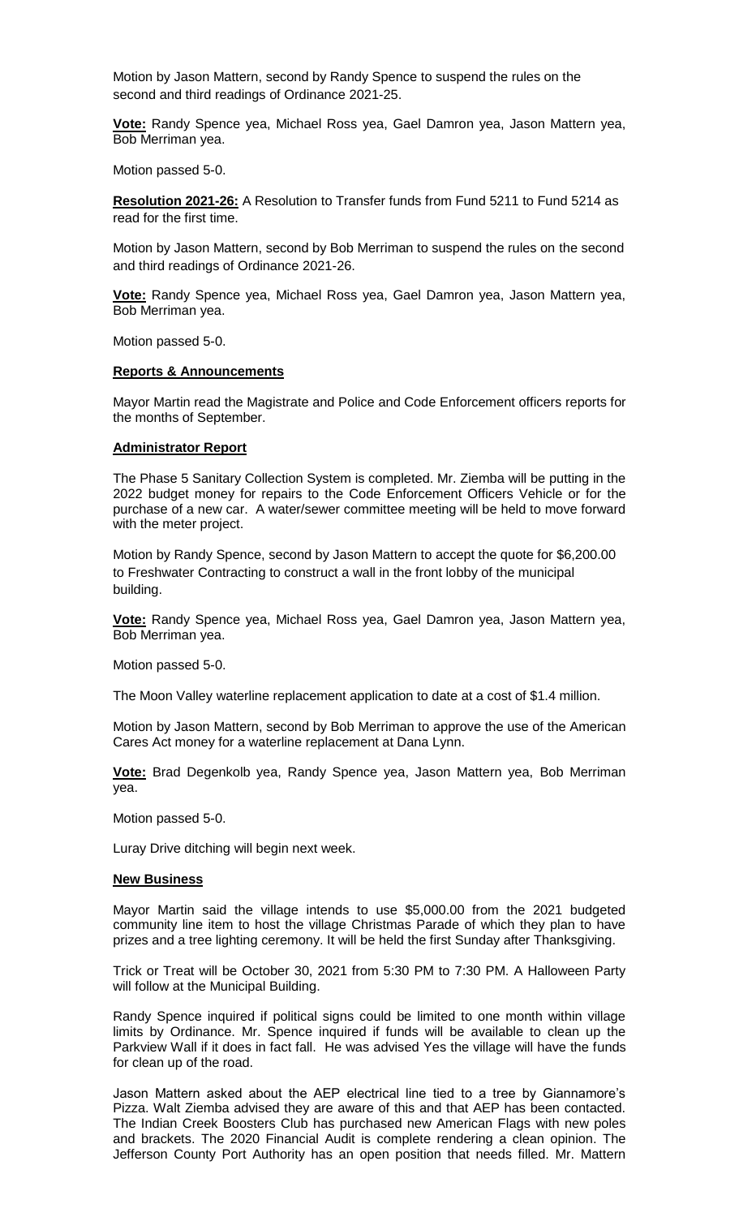Motion by Jason Mattern, second by Randy Spence to suspend the rules on the second and third readings of Ordinance 2021-25.

**Vote:** Randy Spence yea, Michael Ross yea, Gael Damron yea, Jason Mattern yea, Bob Merriman yea.

Motion passed 5-0.

**Resolution 2021-26:** A Resolution to Transfer funds from Fund 5211 to Fund 5214 as read for the first time.

Motion by Jason Mattern, second by Bob Merriman to suspend the rules on the second and third readings of Ordinance 2021-26.

**Vote:** Randy Spence yea, Michael Ross yea, Gael Damron yea, Jason Mattern yea, Bob Merriman yea.

Motion passed 5-0.

**Reports & Announcements**

Mayor Martin read the Magistrate and Police and Code Enforcement officers reports for the months of September.

**Administrator Report**

The Phase 5 Sanitary Collection System is completed. Mr. Ziemba will be putting in the 2022 budget money for repairs to the Code Enforcement Officers Vehicle or for the purchase of a new car. A water/sewer committee meeting will be held to move forward with the meter project.

Motion by Randy Spence, second by Jason Mattern to accept the quote for $6,200.00 to Freshwater Contracting to construct a wall in the front lobby of the municipal building.

**Vote:** Randy Spence yea, Michael Ross yea, Gael Damron yea, Jason Mattern yea, Bob Merriman yea.

Motion passed 5-0.

The Moon Valley waterline replacement application to date at a cost of $1.4 million.

Motion by Jason Mattern, second by Bob Merriman to approve the use of the American Cares Act money for a waterline replacement at Dana Lynn.

**Vote:** Brad Degenkolb yea, Randy Spence yea, Jason Mattern yea, Bob Merriman yea.

Motion passed 5-0.

Luray Drive ditching will begin next week.

**New Business**

Mayor Martin said the village intends to use $5,000.00 from the 2021 budgeted community line item to host the village Christmas Parade of which they plan to have prizes and a tree lighting ceremony. It will be held the first Sunday after Thanksgiving.

Trick or Treat will be October 30, 2021 from 5:30 PM to 7:30 PM. A Halloween Party will follow at the Municipal Building.

Randy Spence inquired if political signs could be limited to one month within village limits by Ordinance. Mr. Spence inquired if funds will be available to clean up the Parkview Wall if it does in fact fall. He was advised Yes the village will have the funds for clean up of the road.

Jason Mattern asked about the AEP electrical line tied to a tree by Giannamore's Pizza. Walt Ziemba advised they are aware of this and that AEP has been contacted. The Indian Creek Boosters Club has purchased new American Flags with new poles and brackets. The 2020 Financial Audit is complete rendering a clean opinion. The Jefferson County Port Authority has an open position that needs filled. Mr. Mattern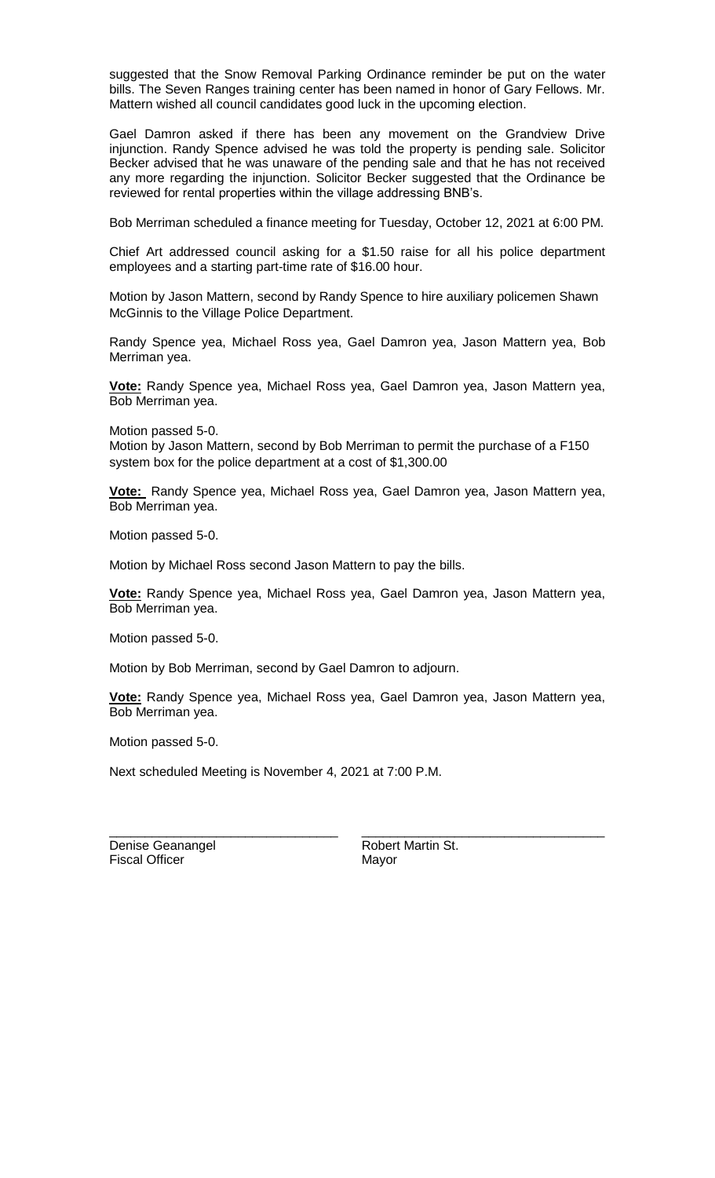suggested that the Snow Removal Parking Ordinance reminder be put on the water bills. The Seven Ranges training center has been named in honor of Gary Fellows. Mr. Mattern wished all council candidates good luck in the upcoming election.

Gael Damron asked if there has been any movement on the Grandview Drive injunction. Randy Spence advised he was told the property is pending sale. Solicitor Becker advised that he was unaware of the pending sale and that he has not received any more regarding the injunction. Solicitor Becker suggested that the Ordinance be reviewed for rental properties within the village addressing BNB's.

Bob Merriman scheduled a finance meeting for Tuesday, October 12, 2021 at 6:00 PM.

Chief Art addressed council asking for a $1.50 raise for all his police department employees and a starting part-time rate of $16.00 hour.

Motion by Jason Mattern, second by Randy Spence to hire auxiliary policemen Shawn McGinnis to the Village Police Department.

Randy Spence yea, Michael Ross yea, Gael Damron yea, Jason Mattern yea, Bob Merriman yea.

**Vote:** Randy Spence yea, Michael Ross yea, Gael Damron yea, Jason Mattern yea, Bob Merriman yea.

Motion passed 5-0.

Motion by Jason Mattern, second by Bob Merriman to permit the purchase of a F150 system box for the police department at a cost of $1,300.00

**Vote:** Randy Spence yea, Michael Ross yea, Gael Damron yea, Jason Mattern yea, Bob Merriman yea.

Motion passed 5-0.

Motion by Michael Ross second Jason Mattern to pay the bills.

**Vote:** Randy Spence yea, Michael Ross yea, Gael Damron yea, Jason Mattern yea, Bob Merriman yea.

Motion passed 5-0.

Motion by Bob Merriman, second by Gael Damron to adjourn.

**Vote:** Randy Spence yea, Michael Ross yea, Gael Damron yea, Jason Mattern yea, Bob Merriman yea.

Motion passed 5-0.

Next scheduled Meeting is November 4, 2021 at 7:00 P.M.

\_\_\_\_\_\_\_\_\_\_\_\_\_\_\_\_\_\_\_\_\_\_\_\_\_\_\_\_\_\_\_\_ \_\_\_\_\_\_\_\_\_\_\_\_\_\_\_\_\_\_\_\_\_\_\_\_\_\_\_\_\_\_\_\_

Denise Geanangel
Fiscal Officer

Robert Martin St.
Mayor